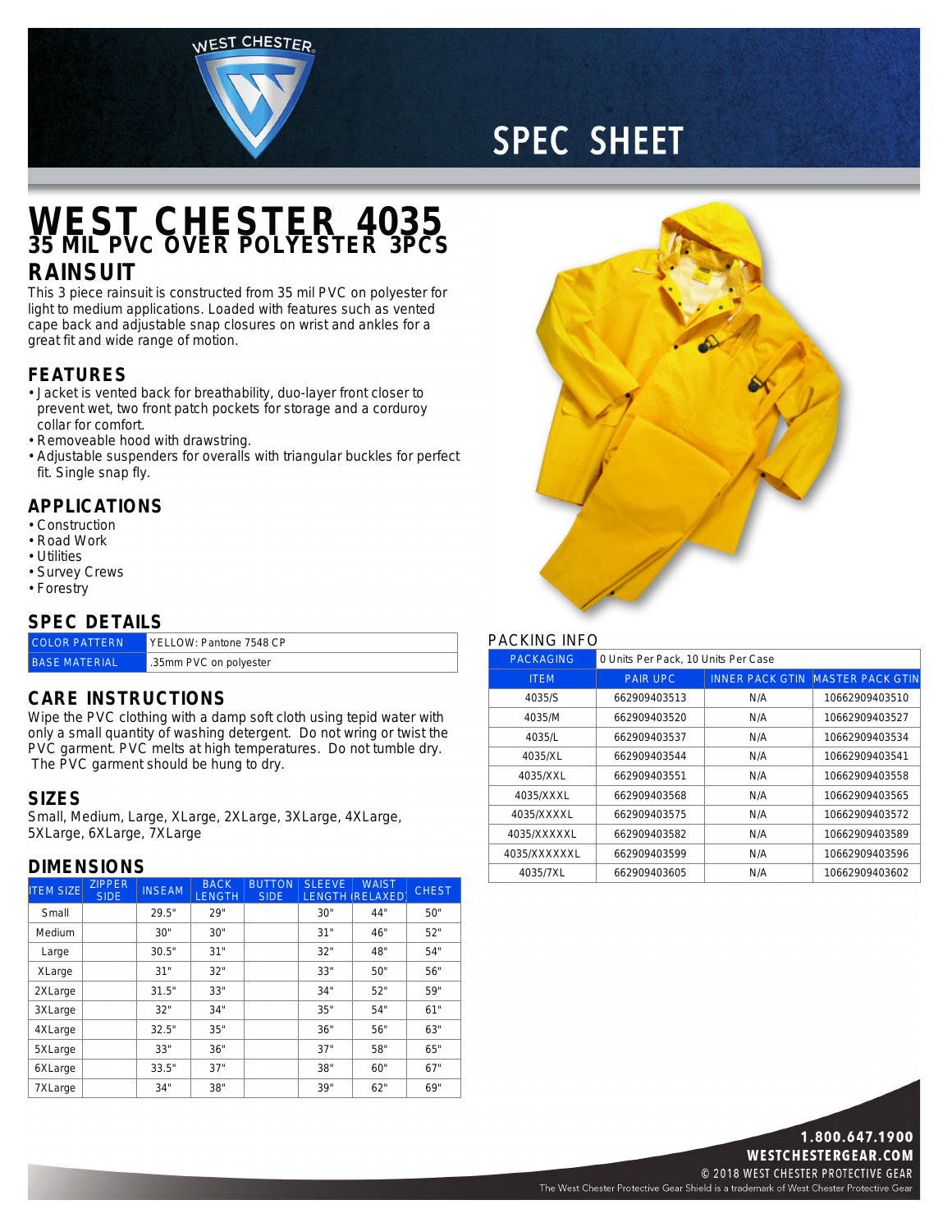# SPEC SHEET

# WEST CHESTER 4035

## 35 MIL PVC OVER POLYESTER 3PCS RAINSUIT

This 3 piece rainsuit is constructed from 35 mil PVC on polyester for light to medium applications. Loaded with features such as vented cape back and adjustable snap closures on wrist and ankles for a great fit and wide range of motion.

## FEATURES

- Jacket is vented back for breathability, duo-layer front closer to prevent wet, two front patch pockets for storage and a corduroy collar for comfort.
- Removeable hood with drawstring.
- Adjustable suspenders for overalls with triangular buckles for perfect fit. Single snap fly.

## APPLICATIONS

- Construction
- Road Work
- Utilities
- Survey Crews
- Forestry

## SPEC DETAILS

| | |
|---|---|
| COLOR PATTERN | YELLOW: Pantone 7548 CP |
| BASE MATERIAL | .35mm PVC on polyester |

## CARE INSTRUCTIONS

Wipe the PVC clothing with a damp soft cloth using tepid water with only a small quantity of washing detergent. Do not wring or twist the PVC garment. PVC melts at high temperatures. Do not tumble dry. The PVC garment should be hung to dry.

## SIZES

Small, Medium, Large, XLarge, 2XLarge, 3XLarge, 4XLarge, 5XLarge, 6XLarge, 7XLarge

## DIMENSIONS

| ITEM SIZE | ZIPPER SIDE | INSEAM | BACK LENGTH | BUTTON SIDE | SLEEVE LENGTH | WAIST (RELAXED) | CHEST |
|---|---|---|---|---|---|---|---|
| Small | | 29.5" | 29" | | 30" | 44" | 50" |
| Medium | | 30" | 30" | | 31" | 46" | 52" |
| Large | | 30.5" | 31" | | 32" | 48" | 54" |
| XLarge | | 31" | 32" | | 33" | 50" | 56" |
| 2XLarge | | 31.5" | 33" | | 34" | 52" | 59" |
| 3XLarge | | 32" | 34" | | 35" | 54" | 61" |
| 4XLarge | | 32.5" | 35" | | 36" | 56" | 63" |
| 5XLarge | | 33" | 36" | | 37" | 58" | 65" |
| 6XLarge | | 33.5" | 37" | | 38" | 60" | 67" |
| 7XLarge | | 34" | 38" | | 39" | 62" | 69" |

## PACKING INFO

| PACKAGING | 0 Units Per Pack, 10 Units Per Case | | |
|---|---|---|---|
| ITEM | PAIR UPC | INNER PACK GTIN | MASTER PACK GTIN |
| 4035/S | 662909403513 | N/A | 10662909403510 |
| 4035/M | 662909403520 | N/A | 10662909403527 |
| 4035/L | 662909403537 | N/A | 10662909403534 |
| 4035/XL | 662909403544 | N/A | 10662909403541 |
| 4035/XXL | 662909403551 | N/A | 10662909403558 |
| 4035/XXXL | 662909403568 | N/A | 10662909403565 |
| 4035/XXXXL | 662909403575 | N/A | 10662909403572 |
| 4035/XXXXXL | 662909403582 | N/A | 10662909403589 |
| 4035/XXXXXXL | 662909403599 | N/A | 10662909403596 |
| 4035/7XL | 662909403605 | N/A | 10662909403602 |

**1.800.647.1900**
**WESTCHESTERGEAR.COM**
© 2018 WEST CHESTER PROTECTIVE GEAR
The West Chester Protective Gear Shield is a trademark of West Chester Protective Gear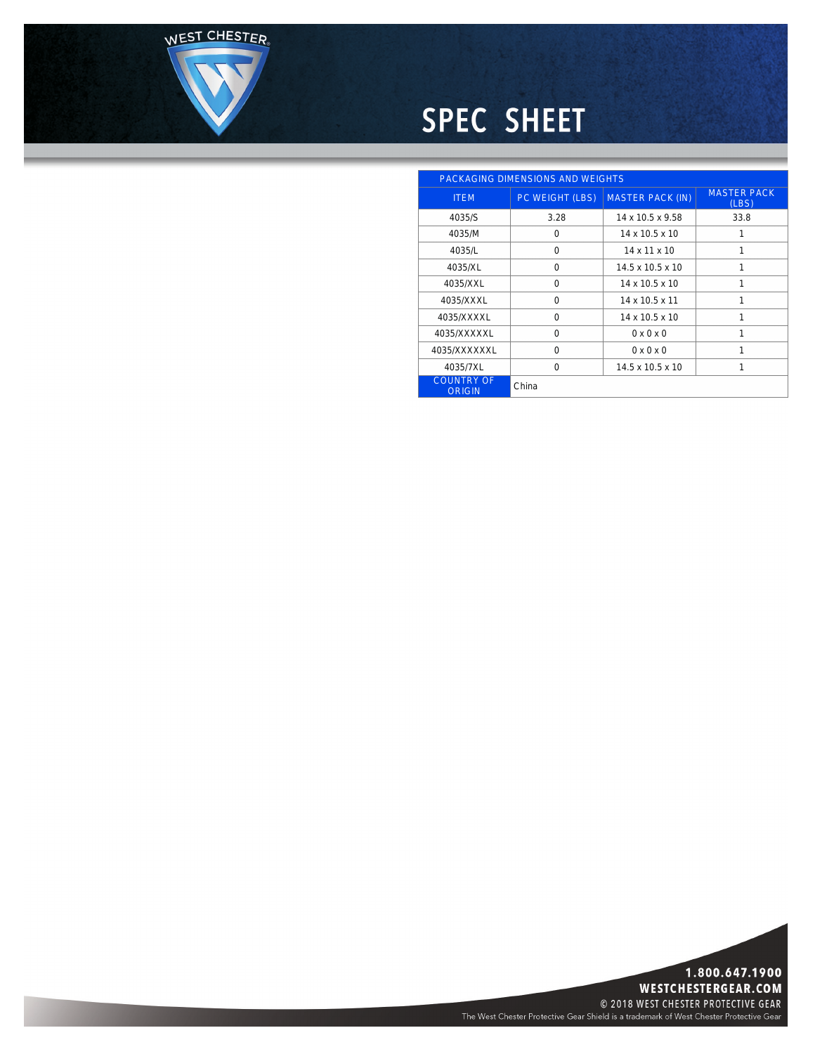# SPEC SHEET

| PACKAGING DIMENSIONS AND WEIGHTS | | | |
|---|---|---|---|
| ITEM | PC WEIGHT (LBS) | MASTER PACK (IN) | MASTER PACK (LBS) |
| 4035/S | 3.28 | 14 x 10.5 x 9.58 | 33.8 |
| 4035/M | 0 | 14 x 10.5 x 10 | 1 |
| 4035/L | 0 | 14 x 11 x 10 | 1 |
| 4035/XL | 0 | 14.5 x 10.5 x 10 | 1 |
| 4035/XXL | 0 | 14 x 10.5 x 10 | 1 |
| 4035/XXXL | 0 | 14 x 10.5 x 11 | 1 |
| 4035/XXXXL | 0 | 14 x 10.5 x 10 | 1 |
| 4035/XXXXXL | 0 | 0 x 0 x 0 | 1 |
| 4035/XXXXXXL | 0 | 0 x 0 x 0 | 1 |
| 4035/7XL | 0 | 14.5 x 10.5 x 10 | 1 |
| COUNTRY OF ORIGIN | China | | |

**1.800.647.1900**
**WESTCHESTERGEAR.COM**
© 2018 WEST CHESTER PROTECTIVE GEAR
The West Chester Protective Gear Shield is a trademark of West Chester Protective Gear